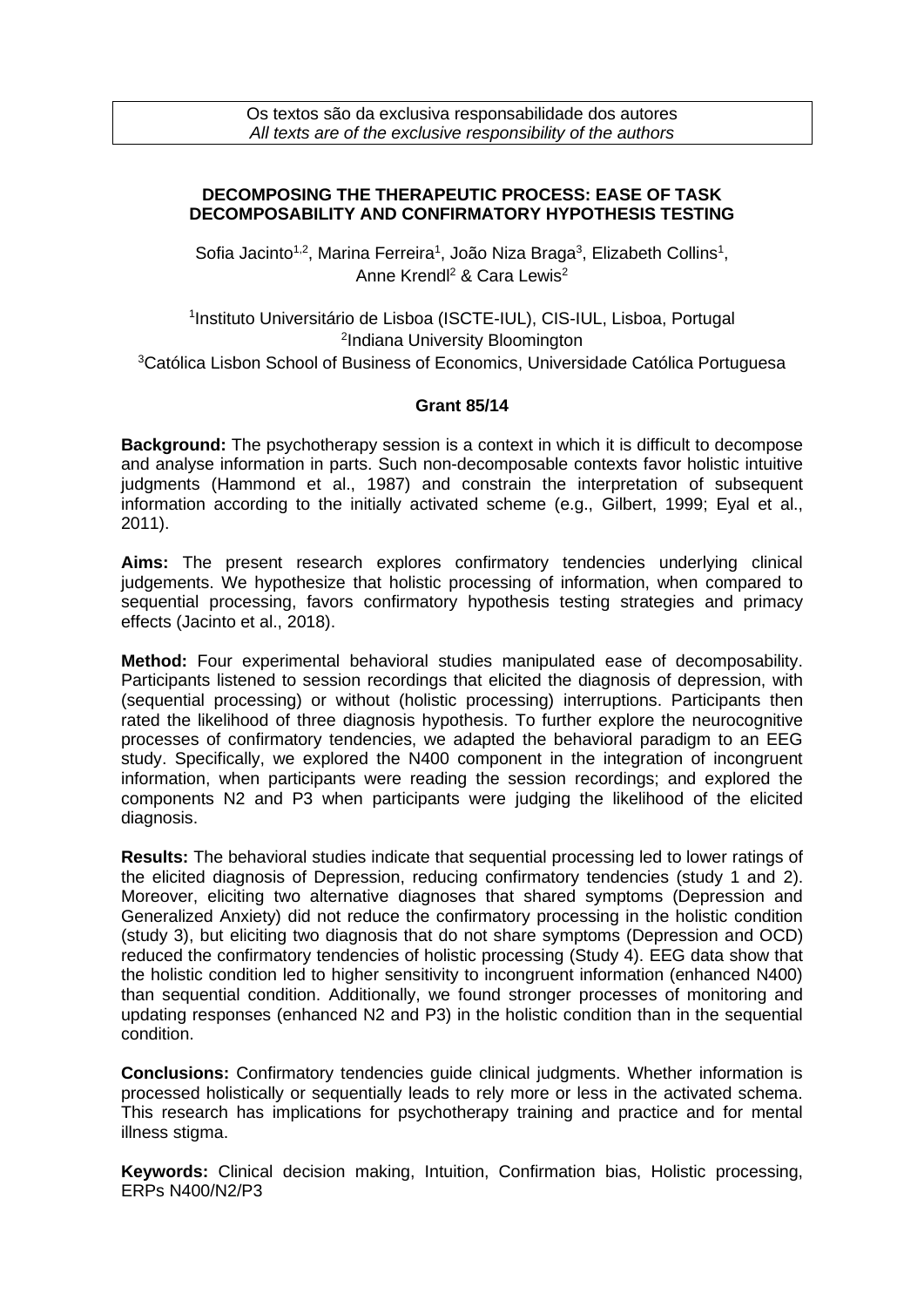Os textos são da exclusiva responsabilidade dos autores
*All texts are of the exclusive responsibility of the authors*

# DECOMPOSING THE THERAPEUTIC PROCESS: EASE OF TASK DECOMPOSABILITY AND CONFIRMATORY HYPOTHESIS TESTING

Sofia Jacinto[1,2], Marina Ferreira[1], João Niza Braga[3], Elizabeth Collins[1], Anne Krendl[2] & Cara Lewis[2]

[1]Instituto Universitário de Lisboa (ISCTE-IUL), CIS-IUL, Lisboa, Portugal
[2]Indiana University Bloomington
[3]Católica Lisbon School of Business of Economics, Universidade Católica Portuguesa

**Grant 85/14**

**Background:** The psychotherapy session is a context in which it is difficult to decompose and analyse information in parts. Such non-decomposable contexts favor holistic intuitive judgments (Hammond et al., 1987) and constrain the interpretation of subsequent information according to the initially activated scheme (e.g., Gilbert, 1999; Eyal et al., 2011).

**Aims:** The present research explores confirmatory tendencies underlying clinical judgements. We hypothesize that holistic processing of information, when compared to sequential processing, favors confirmatory hypothesis testing strategies and primacy effects (Jacinto et al., 2018).

**Method:** Four experimental behavioral studies manipulated ease of decomposability. Participants listened to session recordings that elicited the diagnosis of depression, with (sequential processing) or without (holistic processing) interruptions. Participants then rated the likelihood of three diagnosis hypothesis. To further explore the neurocognitive processes of confirmatory tendencies, we adapted the behavioral paradigm to an EEG study. Specifically, we explored the N400 component in the integration of incongruent information, when participants were reading the session recordings; and explored the components N2 and P3 when participants were judging the likelihood of the elicited diagnosis.

**Results:** The behavioral studies indicate that sequential processing led to lower ratings of the elicited diagnosis of Depression, reducing confirmatory tendencies (study 1 and 2). Moreover, eliciting two alternative diagnoses that shared symptoms (Depression and Generalized Anxiety) did not reduce the confirmatory processing in the holistic condition (study 3), but eliciting two diagnosis that do not share symptoms (Depression and OCD) reduced the confirmatory tendencies of holistic processing (Study 4). EEG data show that the holistic condition led to higher sensitivity to incongruent information (enhanced N400) than sequential condition. Additionally, we found stronger processes of monitoring and updating responses (enhanced N2 and P3) in the holistic condition than in the sequential condition.

**Conclusions:** Confirmatory tendencies guide clinical judgments. Whether information is processed holistically or sequentially leads to rely more or less in the activated schema. This research has implications for psychotherapy training and practice and for mental illness stigma.

**Keywords:** Clinical decision making, Intuition, Confirmation bias, Holistic processing, ERPs N400/N2/P3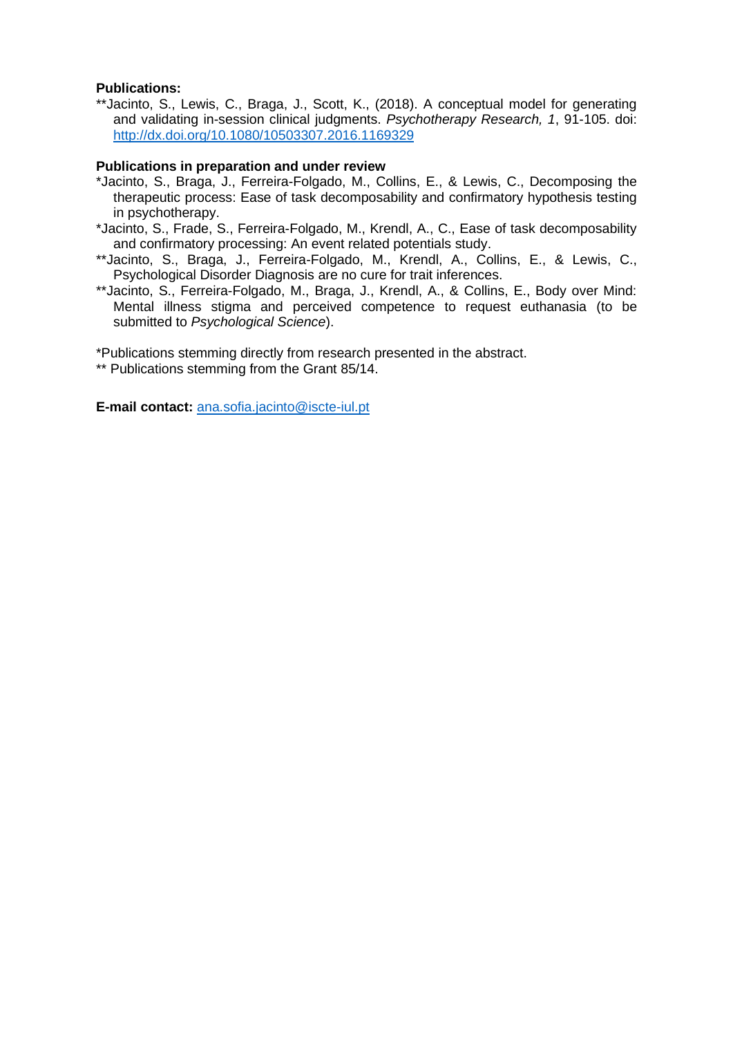**Publications:**

**Jacinto, S., Lewis, C., Braga, J., Scott, K., (2018). A conceptual model for generating and validating in-session clinical judgments. *Psychotherapy Research, 1*, 91-105. doi: http://dx.doi.org/10.1080/10503307.2016.1169329

**Publications in preparation and under review**

*Jacinto, S., Braga, J., Ferreira-Folgado, M., Collins, E., & Lewis, C., Decomposing the therapeutic process: Ease of task decomposability and confirmatory hypothesis testing in psychotherapy.

*Jacinto, S., Frade, S., Ferreira-Folgado, M., Krendl, A., C., Ease of task decomposability and confirmatory processing: An event related potentials study.

**Jacinto, S., Braga, J., Ferreira-Folgado, M., Krendl, A., Collins, E., & Lewis, C., Psychological Disorder Diagnosis are no cure for trait inferences.

**Jacinto, S., Ferreira-Folgado, M., Braga, J., Krendl, A., & Collins, E., Body over Mind: Mental illness stigma and perceived competence to request euthanasia (to be submitted to *Psychological Science*).

*Publications stemming directly from research presented in the abstract.

** Publications stemming from the Grant 85/14.

**E-mail contact:** ana.sofia.jacinto@iscte-iul.pt